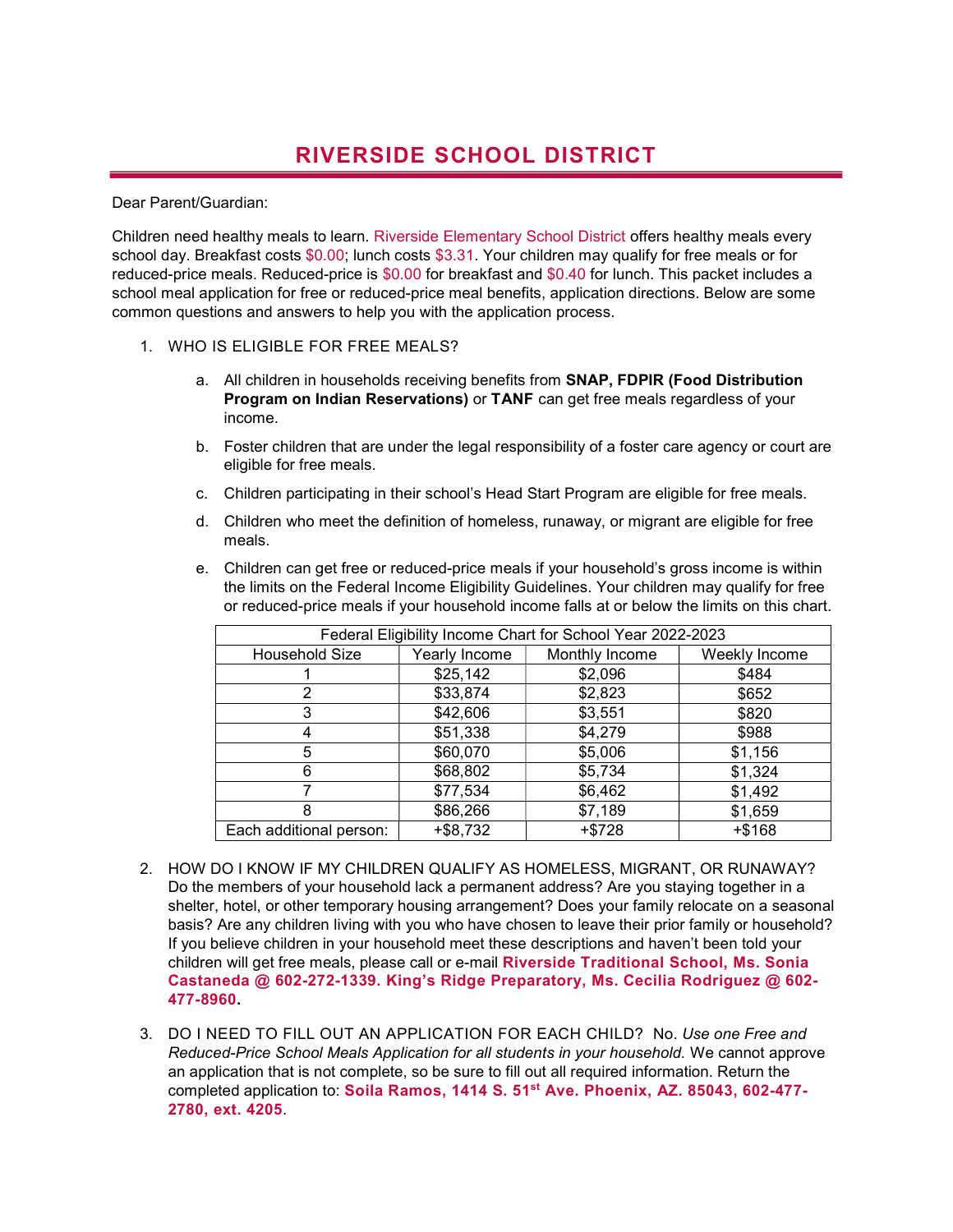# RIVERSIDE SCHOOL DISTRICT

Dear Parent/Guardian:

Children need healthy meals to learn. Riverside Elementary School District offers healthy meals every school day. Breakfast costs $0.00; lunch costs $3.31. Your children may qualify for free meals or for reduced-price meals. Reduced-price is $0.00 for breakfast and $0.40 for lunch. This packet includes a school meal application for free or reduced-price meal benefits, application directions. Below are some common questions and answers to help you with the application process.

1. WHO IS ELIGIBLE FOR FREE MEALS?

   a. All children in households receiving benefits from **SNAP, FDPIR (Food Distribution Program on Indian Reservations)** or **TANF** can get free meals regardless of your income.

   b. Foster children that are under the legal responsibility of a foster care agency or court are eligible for free meals.

   c. Children participating in their school's Head Start Program are eligible for free meals.

   d. Children who meet the definition of homeless, runaway, or migrant are eligible for free meals.

   e. Children can get free or reduced-price meals if your household's gross income is within the limits on the Federal Income Eligibility Guidelines. Your children may qualify for free or reduced-price meals if your household income falls at or below the limits on this chart.

| Federal Eligibility Income Chart for School Year 2022-2023 | | | |
|---|---|---|---|
| Household Size | Yearly Income | Monthly Income | Weekly Income |
| 1 | $25,142 | $2,096 | $484 |
| 2 | $33,874 | $2,823 | $652 |
| 3 | $42,606 | $3,551 | $820 |
| 4 | $51,338 | $4,279 | $988 |
| 5 | $60,070 | $5,006 | $1,156 |
| 6 | $68,802 | $5,734 | $1,324 |
| 7 | $77,534 | $6,462 | $1,492 |
| 8 | $86,266 | $7,189 | $1,659 |
| Each additional person: | +$8,732 | +$728 | +$168 |

2. HOW DO I KNOW IF MY CHILDREN QUALIFY AS HOMELESS, MIGRANT, OR RUNAWAY? Do the members of your household lack a permanent address? Are you staying together in a shelter, hotel, or other temporary housing arrangement? Does your family relocate on a seasonal basis? Are any children living with you who have chosen to leave their prior family or household? If you believe children in your household meet these descriptions and haven't been told your children will get free meals, please call or e-mail **Riverside Traditional School, Ms. Sonia Castaneda @ 602-272-1339. King's Ridge Preparatory, Ms. Cecilia Rodriguez @ 602-477-8960.**

3. DO I NEED TO FILL OUT AN APPLICATION FOR EACH CHILD? No. *Use one Free and Reduced-Price School Meals Application for all students in your household.* We cannot approve an application that is not complete, so be sure to fill out all required information. Return the completed application to: **Soila Ramos, 1414 S. 51st Ave. Phoenix, AZ. 85043, 602-477-2780, ext. 4205**.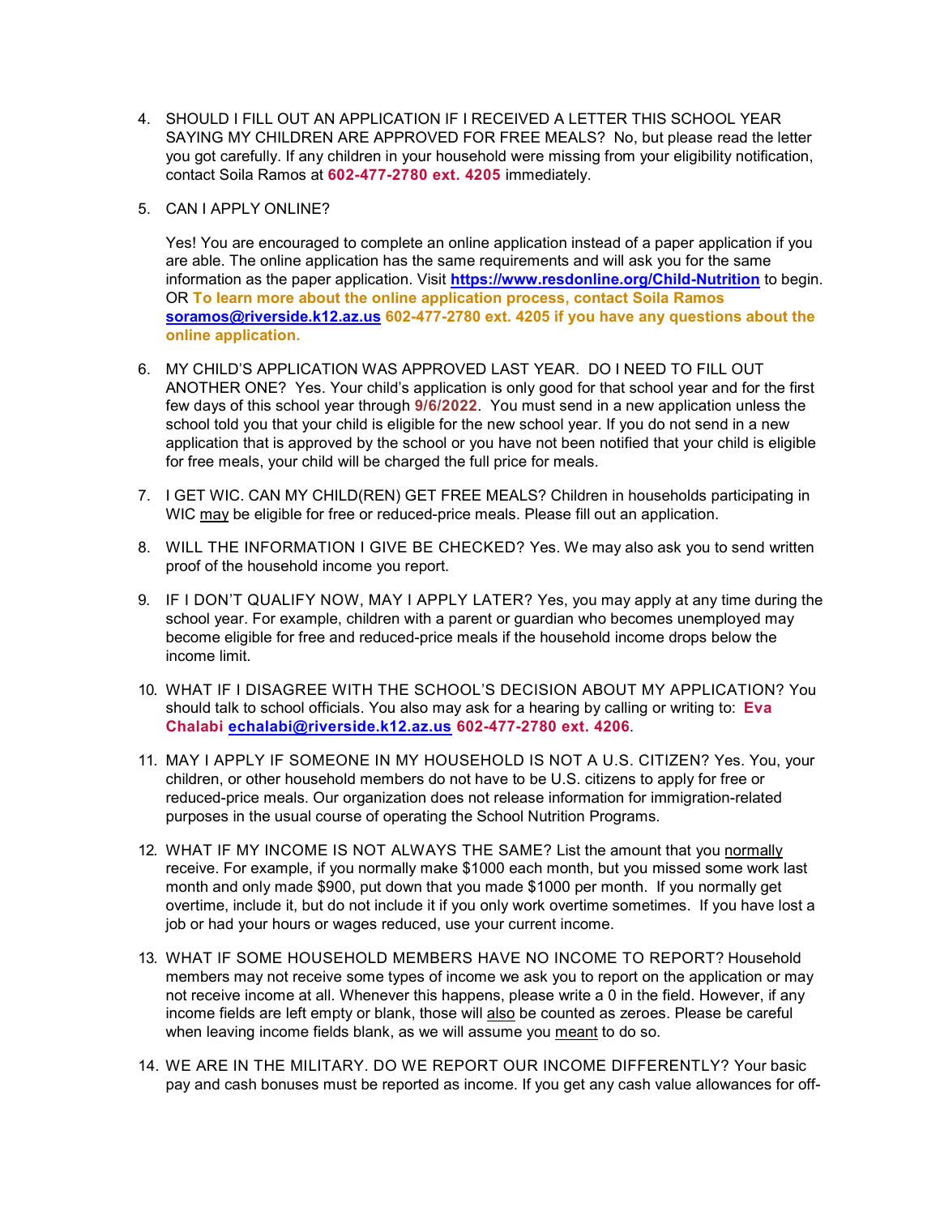4. SHOULD I FILL OUT AN APPLICATION IF I RECEIVED A LETTER THIS SCHOOL YEAR SAYING MY CHILDREN ARE APPROVED FOR FREE MEALS? No, but please read the letter you got carefully. If any children in your household were missing from your eligibility notification, contact Soila Ramos at **602-477-2780 ext. 4205** immediately.

5. CAN I APPLY ONLINE?

   Yes! You are encouraged to complete an online application instead of a paper application if you are able. The online application has the same requirements and will ask you for the same information as the paper application. Visit **https://www.resdonline.org/Child-Nutrition** to begin. OR **To learn more about the online application process, contact Soila Ramos soramos@riverside.k12.az.us 602-477-2780 ext. 4205 if you have any questions about the online application.**

6. MY CHILD'S APPLICATION WAS APPROVED LAST YEAR. DO I NEED TO FILL OUT ANOTHER ONE? Yes. Your child's application is only good for that school year and for the first few days of this school year through **9/6/2022**. You must send in a new application unless the school told you that your child is eligible for the new school year. If you do not send in a new application that is approved by the school or you have not been notified that your child is eligible for free meals, your child will be charged the full price for meals.

7. I GET WIC. CAN MY CHILD(REN) GET FREE MEALS? Children in households participating in WIC may be eligible for free or reduced-price meals. Please fill out an application.

8. WILL THE INFORMATION I GIVE BE CHECKED? Yes. We may also ask you to send written proof of the household income you report.

9. IF I DON'T QUALIFY NOW, MAY I APPLY LATER? Yes, you may apply at any time during the school year. For example, children with a parent or guardian who becomes unemployed may become eligible for free and reduced-price meals if the household income drops below the income limit.

10. WHAT IF I DISAGREE WITH THE SCHOOL'S DECISION ABOUT MY APPLICATION? You should talk to school officials. You also may ask for a hearing by calling or writing to: **Eva Chalabi echalabi@riverside.k12.az.us 602-477-2780 ext. 4206**.

11. MAY I APPLY IF SOMEONE IN MY HOUSEHOLD IS NOT A U.S. CITIZEN? Yes. You, your children, or other household members do not have to be U.S. citizens to apply for free or reduced-price meals. Our organization does not release information for immigration-related purposes in the usual course of operating the School Nutrition Programs.

12. WHAT IF MY INCOME IS NOT ALWAYS THE SAME? List the amount that you normally receive. For example, if you normally make $1000 each month, but you missed some work last month and only made $900, put down that you made $1000 per month. If you normally get overtime, include it, but do not include it if you only work overtime sometimes. If you have lost a job or had your hours or wages reduced, use your current income.

13. WHAT IF SOME HOUSEHOLD MEMBERS HAVE NO INCOME TO REPORT? Household members may not receive some types of income we ask you to report on the application or may not receive income at all. Whenever this happens, please write a 0 in the field. However, if any income fields are left empty or blank, those will also be counted as zeroes. Please be careful when leaving income fields blank, as we will assume you meant to do so.

14. WE ARE IN THE MILITARY. DO WE REPORT OUR INCOME DIFFERENTLY? Your basic pay and cash bonuses must be reported as income. If you get any cash value allowances for off-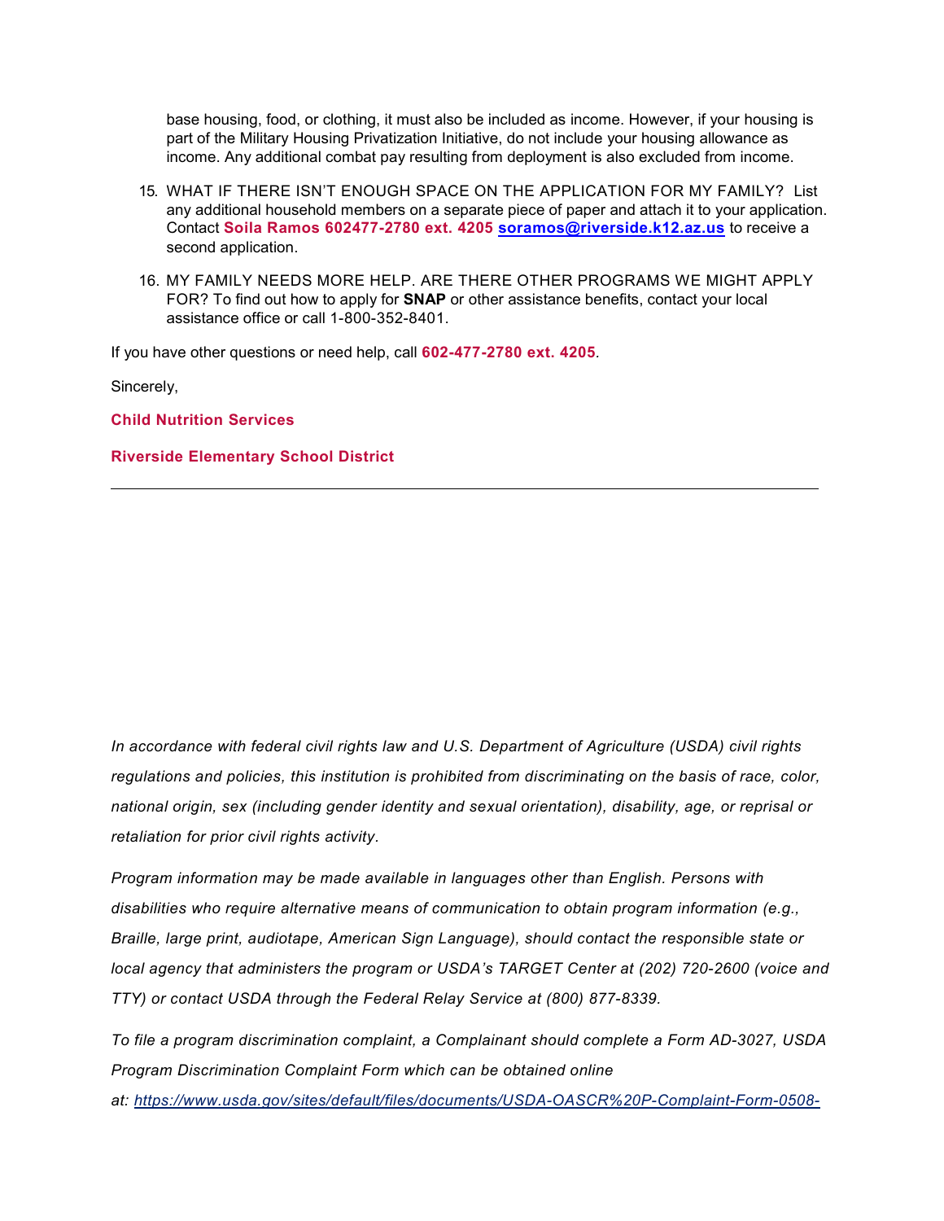base housing, food, or clothing, it must also be included as income. However, if your housing is part of the Military Housing Privatization Initiative, do not include your housing allowance as income. Any additional combat pay resulting from deployment is also excluded from income.

15. WHAT IF THERE ISN'T ENOUGH SPACE ON THE APPLICATION FOR MY FAMILY? List any additional household members on a separate piece of paper and attach it to your application. Contact **Soila Ramos 602477-2780 ext. 4205** **[soramos@riverside.k12.az.us](mailto:soramos@riverside.k12.az.us)** to receive a second application.
16. MY FAMILY NEEDS MORE HELP. ARE THERE OTHER PROGRAMS WE MIGHT APPLY FOR? To find out how to apply for **SNAP** or other assistance benefits, contact your local assistance office or call 1-800-352-8401.

If you have other questions or need help, call **602-477-2780 ext. 4205**.

Sincerely,

**Child Nutrition Services**

**Riverside Elementary School District**

---

*In accordance with federal civil rights law and U.S. Department of Agriculture (USDA) civil rights regulations and policies, this institution is prohibited from discriminating on the basis of race, color, national origin, sex (including gender identity and sexual orientation), disability, age, or reprisal or retaliation for prior civil rights activity.*

*Program information may be made available in languages other than English. Persons with disabilities who require alternative means of communication to obtain program information (e.g., Braille, large print, audiotape, American Sign Language), should contact the responsible state or local agency that administers the program or USDA's TARGET Center at (202) 720-2600 (voice and TTY) or contact USDA through the Federal Relay Service at (800) 877-8339.*

*To file a program discrimination complaint, a Complainant should complete a Form AD-3027, USDA Program Discrimination Complaint Form which can be obtained online at: https://www.usda.gov/sites/default/files/documents/USDA-OASCR%20P-Complaint-Form-0508-*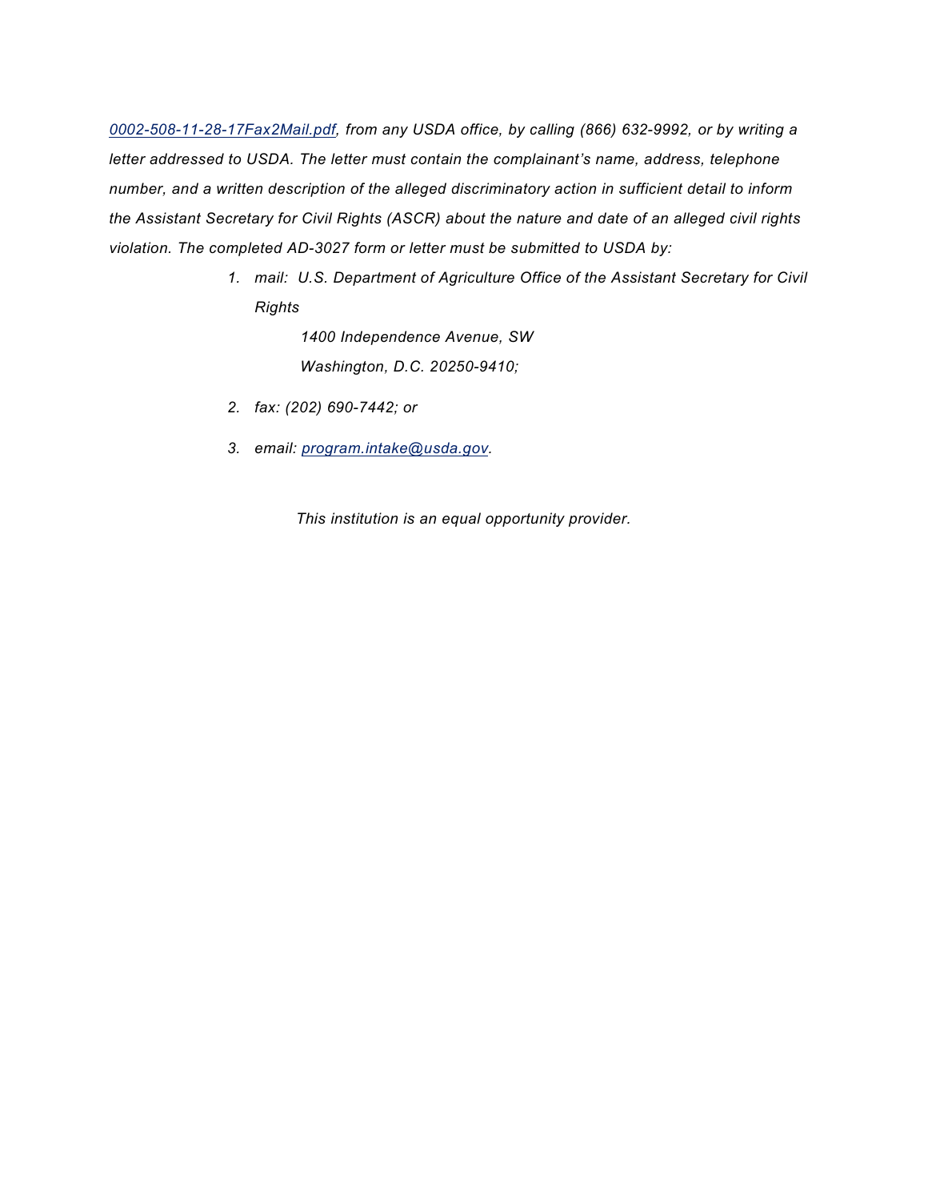*0002-508-11-28-17Fax2Mail.pdf, from any USDA office, by calling (866) 632-9992, or by writing a letter addressed to USDA. The letter must contain the complainant's name, address, telephone number, and a written description of the alleged discriminatory action in sufficient detail to inform the Assistant Secretary for Civil Rights (ASCR) about the nature and date of an alleged civil rights violation. The completed AD-3027 form or letter must be submitted to USDA by:*

1. *mail: U.S. Department of Agriculture Office of the Assistant Secretary for Civil Rights*
   *1400 Independence Avenue, SW*
   *Washington, D.C. 20250-9410;*
2. *fax: (202) 690-7442; or*
3. *email: program.intake@usda.gov.*

*This institution is an equal opportunity provider.*